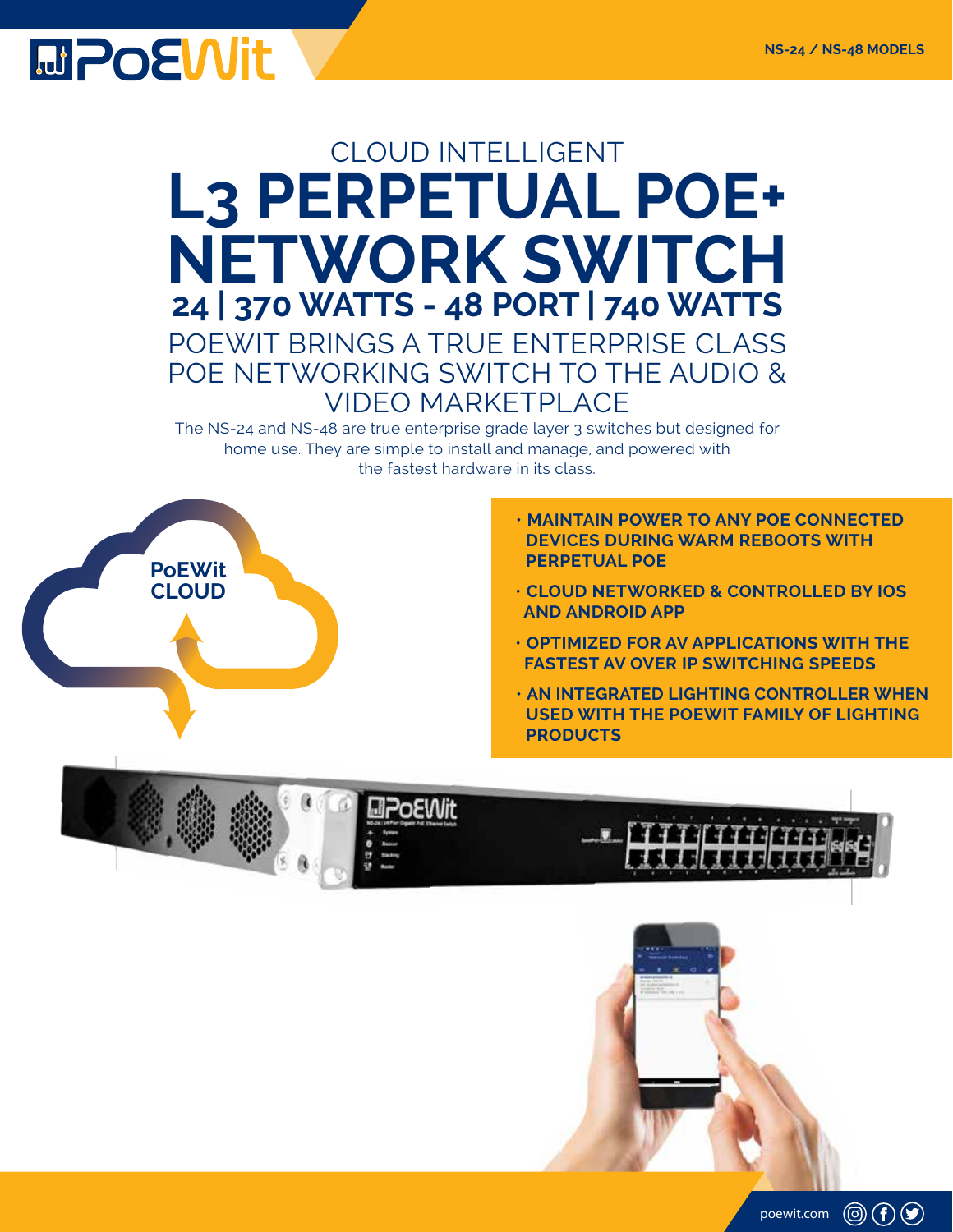PoEWit

NS-24 / NS-48 MODELS

CLOUD INTELLIGENT

# L3 PERPETUAL POE+ NETWORK SWITCH

## 24 | 370 WATTS - 48 PORT | 740 WATTS

POEWIT BRINGS A TRUE ENTERPRISE CLASS POE NETWORKING SWITCH TO THE AUDIO & VIDEO MARKETPLACE

The NS-24 and NS-48 are true enterprise grade layer 3 switches but designed for home use. They are simple to install and manage, and powered with the fastest hardware in its class.

PoEWit CLOUD

- **MAINTAIN POWER TO ANY POE CONNECTED DEVICES DURING WARM REBOOTS WITH PERPETUAL POE**
- **CLOUD NETWORKED & CONTROLLED BY IOS AND ANDROID APP**
- **OPTIMIZED FOR AV APPLICATIONS WITH THE FASTEST AV OVER IP SWITCHING SPEEDS**
- **AN INTEGRATED LIGHTING CONTROLLER WHEN USED WITH THE POEWIT FAMILY OF LIGHTING PRODUCTS**

poewit.com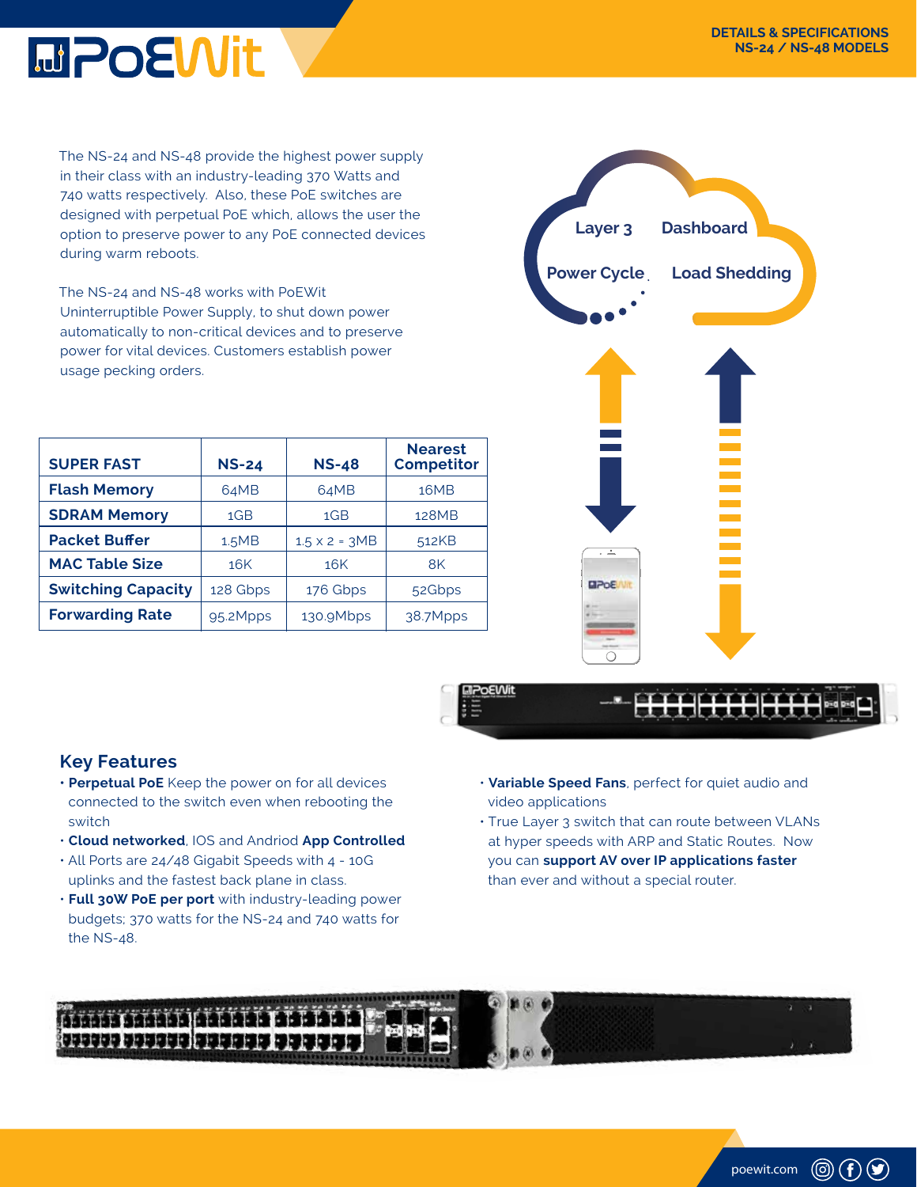# DETAILS & SPECIFICATIONS NS-24 / NS-48 MODELS

The NS-24 and NS-48 provide the highest power supply in their class with an industry-leading 370 Watts and 740 watts respectively. Also, these PoE switches are designed with perpetual PoE which, allows the user the option to preserve power to any PoE connected devices during warm reboots.

The NS-24 and NS-48 works with PoEWit Uninterruptible Power Supply, to shut down power automatically to non-critical devices and to preserve power for vital devices. Customers establish power usage pecking orders.

Layer 3 Dashboard Power Cycle Load Shedding

| SUPER FAST | NS-24 | NS-48 | Nearest Competitor |
|---|---|---|---|
| Flash Memory | 64MB | 64MB | 16MB |
| SDRAM Memory | 1GB | 1GB | 128MB |
| Packet Buffer | 1.5MB | 1.5 x 2 = 3MB | 512KB |
| MAC Table Size | 16K | 16K | 8K |
| Switching Capacity | 128 Gbps | 176 Gbps | 52Gbps |
| Forwarding Rate | 95.2Mpps | 130.9Mbps | 38.7Mpps |

## Key Features

- **Perpetual PoE** Keep the power on for all devices connected to the switch even when rebooting the switch
- **Cloud networked**, IOS and Andriod **App Controlled**
- All Ports are 24/48 Gigabit Speeds with 4 - 10G uplinks and the fastest back plane in class.
- **Full 30W PoE per port** with industry-leading power budgets; 370 watts for the NS-24 and 740 watts for the NS-48.
- **Variable Speed Fans**, perfect for quiet audio and video applications
- True Layer 3 switch that can route between VLANs at hyper speeds with ARP and Static Routes. Now you can **support AV over IP applications faster** than ever and without a special router.

poewit.com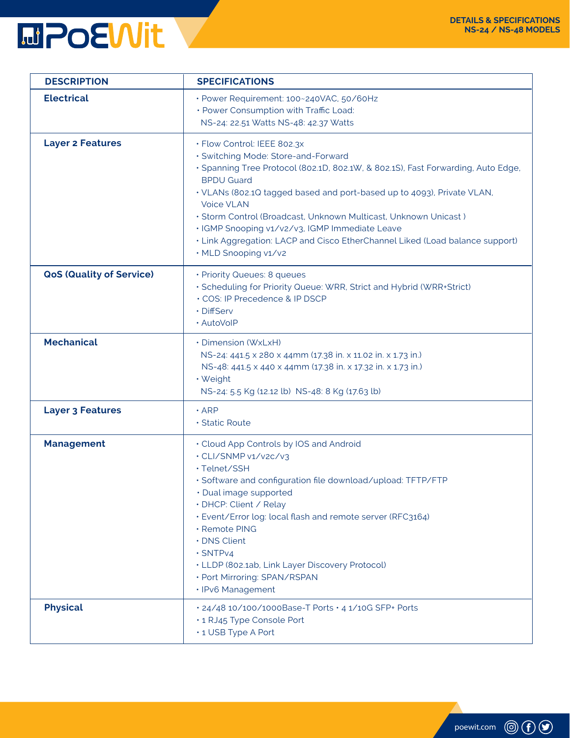**DETAILS & SPECIFICATIONS**
**NS-24 / NS-48 MODELS**

| DESCRIPTION | SPECIFICATIONS |
|---|---|
| **Electrical** | • Power Requirement: 100~240VAC, 50/60Hz<br>• Power Consumption with Traffic Load:<br>NS-24: 22.51 Watts NS-48: 42.37 Watts |
| **Layer 2 Features** | • Flow Control: IEEE 802.3x<br>• Switching Mode: Store-and-Forward<br>• Spanning Tree Protocol (802.1D, 802.1W, & 802.1S), Fast Forwarding, Auto Edge, BPDU Guard<br>• VLANs (802.1Q tagged based and port-based up to 4093), Private VLAN, Voice VLAN<br>• Storm Control (Broadcast, Unknown Multicast, Unknown Unicast )<br>• IGMP Snooping v1/v2/v3, IGMP Immediate Leave<br>• Link Aggregation: LACP and Cisco EtherChannel Liked (Load balance support)<br>• MLD Snooping v1/v2 |
| **QoS (Quality of Service)** | • Priority Queues: 8 queues<br>• Scheduling for Priority Queue: WRR, Strict and Hybrid (WRR+Strict)<br>• COS: IP Precedence & IP DSCP<br>• DiffServ<br>• AutoVoIP |
| **Mechanical** | • Dimension (WxLxH)<br>NS-24: 441.5 x 280 x 44mm (17.38 in. x 11.02 in. x 1.73 in.)<br>NS-48: 441.5 x 440 x 44mm (17.38 in. x 17.32 in. x 1.73 in.)<br>• Weight<br>NS-24: 5.5 Kg (12.12 lb) NS-48: 8 Kg (17.63 lb) |
| **Layer 3 Features** | • ARP<br>• Static Route |
| **Management** | • Cloud App Controls by IOS and Android<br>• CLI/SNMP v1/v2c/v3<br>• Telnet/SSH<br>• Software and configuration file download/upload: TFTP/FTP<br>• Dual image supported<br>• DHCP: Client / Relay<br>• Event/Error log: local flash and remote server (RFC3164)<br>• Remote PING<br>• DNS Client<br>• SNTPv4<br>• LLDP (802.1ab, Link Layer Discovery Protocol)<br>• Port Mirroring: SPAN/RSPAN<br>• IPv6 Management |
| **Physical** | • 24/48 10/100/1000Base-T Ports • 4 1/10G SFP+ Ports<br>• 1 RJ45 Type Console Port<br>• 1 USB Type A Port |

poewit.com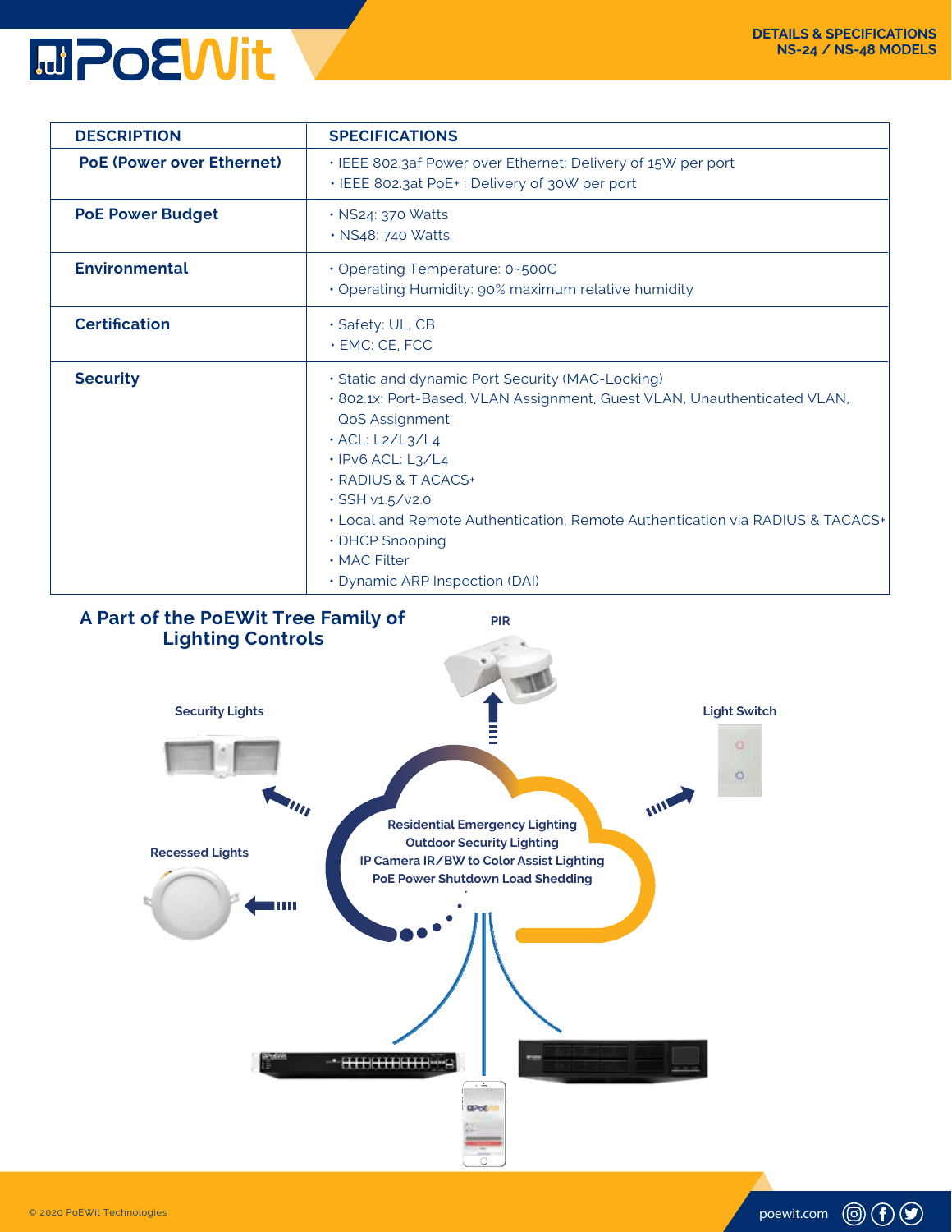| DESCRIPTION | SPECIFICATIONS |
|---|---|
| **PoE (Power over Ethernet)** | • IEEE 802.3af Power over Ethernet: Delivery of 15W per port<br>• IEEE 802.3at PoE+ : Delivery of 30W per port |
| **PoE Power Budget** | • NS24: 370 Watts<br>• NS48: 740 Watts |
| **Environmental** | • Operating Temperature: 0~500C<br>• Operating Humidity: 90% maximum relative humidity |
| **Certification** | • Safety: UL, CB<br>• EMC: CE, FCC |
| **Security** | • Static and dynamic Port Security (MAC-Locking)<br>• 802.1x: Port-Based, VLAN Assignment, Guest VLAN, Unauthenticated VLAN, QoS Assignment<br>• ACL: L2/L3/L4<br>• IPv6 ACL: L3/L4<br>• RADIUS & T ACACS+<br>• SSH v1.5/v2.0<br>• Local and Remote Authentication, Remote Authentication via RADIUS & TACACS+<br>• DHCP Snooping<br>• MAC Filter<br>• Dynamic ARP Inspection (DAI) |

## A Part of the PoEWit Tree Family of Lighting Controls

PIR

Security Lights

Light Switch

Recessed Lights

Residential Emergency Lighting
Outdoor Security Lighting
IP Camera IR/BW to Color Assist Lighting
PoE Power Shutdown Load Shedding

© 2020 PoEWit Technologies

poewit.com